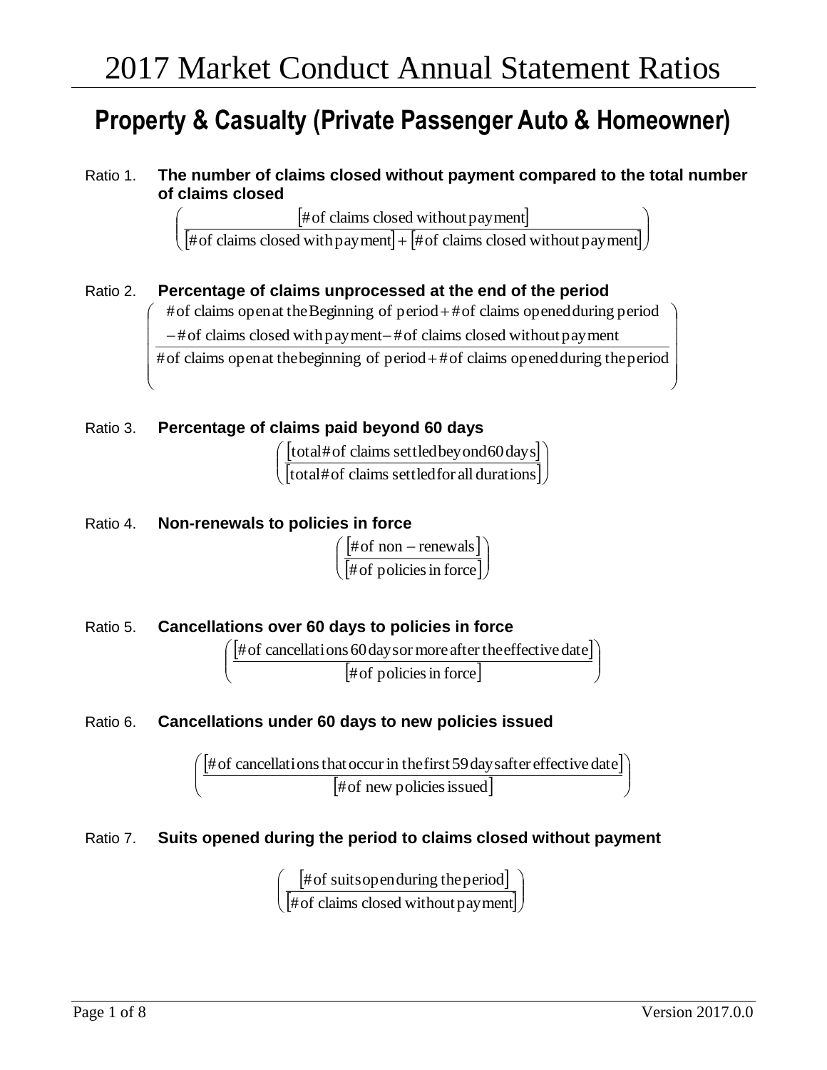# 2017 Market Conduct Annual Statement Ratios

## Property & Casualty (Private Passenger Auto & Homeowner)

Ratio 1. **The number of claims closed without payment compared to the total number of claims closed**

$$\left( \frac{[\text{\# of claims closed without payment}]}{[\text{\# of claims closed with payment}] + [\text{\# of claims closed without payment}]} \right)$$

Ratio 2. **Percentage of claims unprocessed at the end of the period**

$$\left( \frac{\text{\# of claims open at the Beginning of period} + \text{\# of claims opened during period} - \text{\# of claims closed with payment} - \text{\# of claims closed without payment}}{\text{\# of claims open at the beginning of period} + \text{\# of claims opened during the period}} \right)$$

Ratio 3. **Percentage of claims paid beyond 60 days**

$$\left( \frac{[\text{total \# of claims settled beyond 60 days}]}{[\text{total \# of claims settled for all durations}]} \right)$$

Ratio 4. **Non-renewals to policies in force**

$$\left( \frac{[\text{\# of non-renewals}]}{[\text{\# of policies in force}]} \right)$$

Ratio 5. **Cancellations over 60 days to policies in force**

$$\left( \frac{[\text{\# of cancellations 60 days or more after the effective date}]}{[\text{\# of policies in force}]} \right)$$

Ratio 6. **Cancellations under 60 days to new policies issued**

$$\left( \frac{[\text{\# of cancellations that occur in the first 59 days after effective date}]}{[\text{\# of new policies issued}]} \right)$$

Ratio 7. **Suits opened during the period to claims closed without payment**

$$\left( \frac{[\text{\# of suits open during the period}]}{[\text{\# of claims closed without payment}]} \right)$$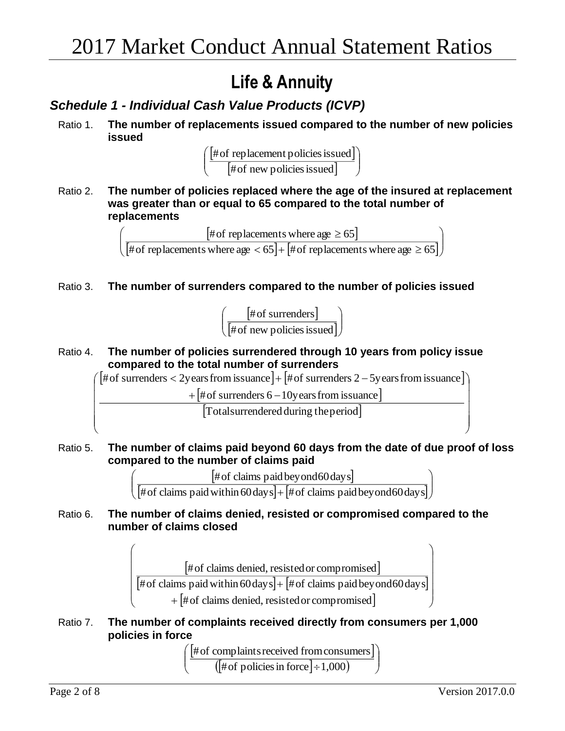# 2017 Market Conduct Annual Statement Ratios

## Life & Annuity

### *Schedule 1 - Individual Cash Value Products (ICVP)*

Ratio 1. **The number of replacements issued compared to the number of new policies issued**

$$\left(\frac{[\text{\# of replacement policies issued}]}{[\text{\# of new policies issued}]}\right)$$

Ratio 2. **The number of policies replaced where the age of the insured at replacement was greater than or equal to 65 compared to the total number of replacements**

$$\left(\frac{[\text{\# of replacements where age} \geq 65]}{[\text{\# of replacements where age} < 65] + [\text{\# of replacements where age} \geq 65]}\right)$$

Ratio 3. **The number of surrenders compared to the number of policies issued**

$$\left(\frac{[\text{\# of surrenders}]}{[\text{\# of new policies issued}]}\right)$$

Ratio 4. **The number of policies surrendered through 10 years from policy issue compared to the total number of surrenders**

$$\left(\frac{[\text{\# of surrenders} < \text{2 years from issuance}] + [\text{\# of surrenders 2} - \text{5 years from issuance}] + [\text{\# of surrenders 6} - \text{10 years from issuance}]}{[\text{Total surrendered during the period}]}\right)$$

Ratio 5. **The number of claims paid beyond 60 days from the date of due proof of loss compared to the number of claims paid**

$$\left(\frac{[\text{\# of claims paid beyond 60 days}]}{[\text{\# of claims paid within 60 days}] + [\text{\# of claims paid beyond 60 days}]}\right)$$

Ratio 6. **The number of claims denied, resisted or compromised compared to the number of claims closed**

$$\left(\frac{[\text{\# of claims denied, resisted or compromised}]}{[\text{\# of claims paid within 60 days}] + [\text{\# of claims paid beyond 60 days}] + [\text{\# of claims denied, resisted or compromised}]}\right)$$

Ratio 7. **The number of complaints received directly from consumers per 1,000 policies in force**

$$\left(\frac{[\text{\# of complaints received from consumers}]}{([\text{\# of policies in force}] \div 1{,}000)}\right)$$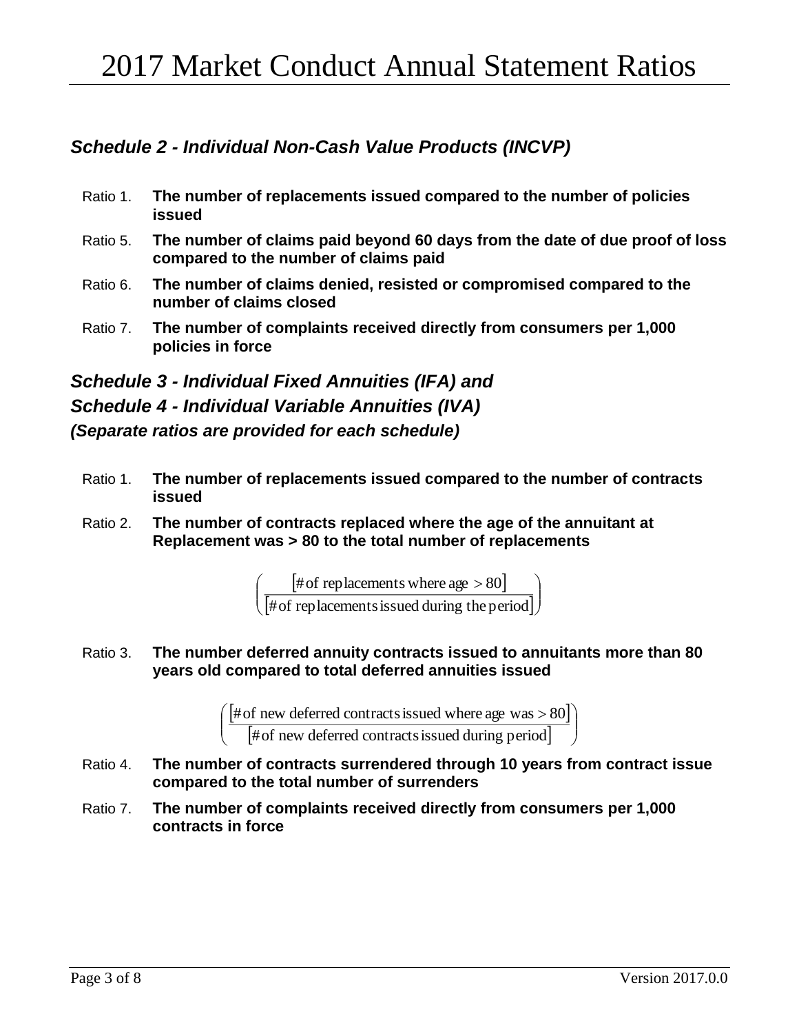# 2017 Market Conduct Annual Statement Ratios

## *Schedule 2 - Individual Non-Cash Value Products (INCVP)*

Ratio 1. **The number of replacements issued compared to the number of policies issued**

Ratio 5. **The number of claims paid beyond 60 days from the date of due proof of loss compared to the number of claims paid**

Ratio 6. **The number of claims denied, resisted or compromised compared to the number of claims closed**

Ratio 7. **The number of complaints received directly from consumers per 1,000 policies in force**

## *Schedule 3 - Individual Fixed Annuities (IFA) and*
## *Schedule 4 - Individual Variable Annuities (IVA)*
***(Separate ratios are provided for each schedule)***

Ratio 1. **The number of replacements issued compared to the number of contracts issued**

Ratio 2. **The number of contracts replaced where the age of the annuitant at Replacement was > 80 to the total number of replacements**

$$\left( \frac{[\text{\# of replacements where age} > 80]}{[\text{\# of replacements issued during the period}]} \right)$$

Ratio 3. **The number deferred annuity contracts issued to annuitants more than 80 years old compared to total deferred annuities issued**

$$\left( \frac{[\text{\# of new deferred contracts issued where age was} > 80]}{[\text{\# of new deferred contracts issued during period}]} \right)$$

Ratio 4. **The number of contracts surrendered through 10 years from contract issue compared to the total number of surrenders**

Ratio 7. **The number of complaints received directly from consumers per 1,000 contracts in force**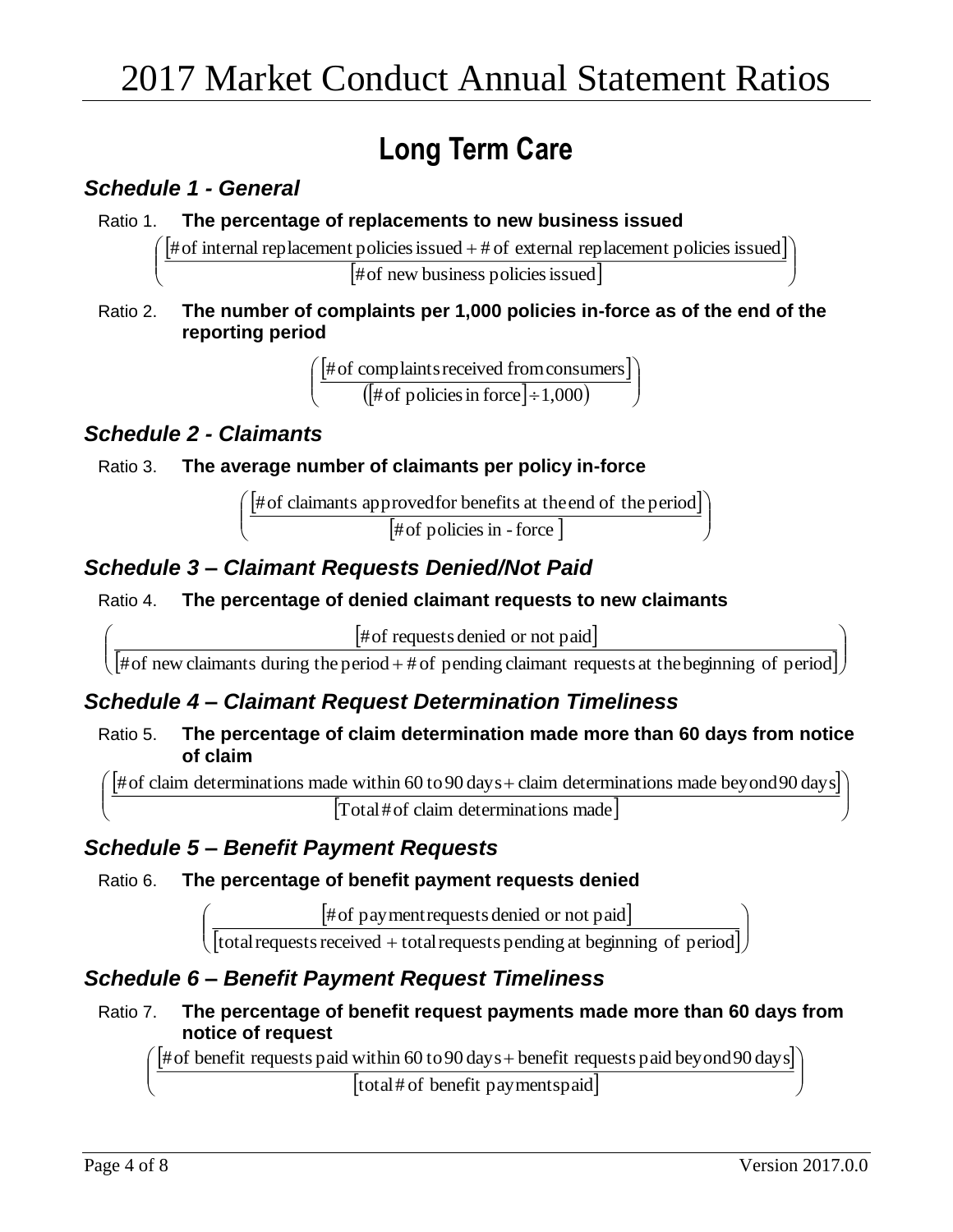# 2017 Market Conduct Annual Statement Ratios

## Long Term Care

### *Schedule 1 - General*

Ratio 1. **The percentage of replacements to new business issued**

$$\left(\frac{[\text{\# of internal replacement policies issued} + \text{\# of external replacement policies issued}]}{[\text{\# of new business policies issued}]}\right)$$

Ratio 2. **The number of complaints per 1,000 policies in-force as of the end of the reporting period**

$$\left(\frac{[\text{\# of complaints received from consumers}]}{([\text{\# of policies in force}] \div 1{,}000)}\right)$$

### *Schedule 2 - Claimants*

Ratio 3. **The average number of claimants per policy in-force**

$$\left(\frac{[\text{\# of claimants approved for benefits at the end of the period}]}{[\text{\# of policies in - force}]}\right)$$

### *Schedule 3 – Claimant Requests Denied/Not Paid*

Ratio 4. **The percentage of denied claimant requests to new claimants**

$$\left(\frac{[\text{\# of requests denied or not paid}]}{[\text{\# of new claimants during the period} + \text{\# of pending claimant requests at the beginning of period}]}\right)$$

### *Schedule 4 – Claimant Request Determination Timeliness*

Ratio 5. **The percentage of claim determination made more than 60 days from notice of claim**

$$\left(\frac{[\text{\# of claim determinations made within 60 to 90 days} + \text{claim determinations made beyond 90 days}]}{[\text{Total \# of claim determinations made}]}\right)$$

### *Schedule 5 – Benefit Payment Requests*

Ratio 6. **The percentage of benefit payment requests denied**

$$\left(\frac{[\text{\# of payment requests denied or not paid}]}{[\text{total requests received} + \text{total requests pending at beginning of period}]}\right)$$

### *Schedule 6 – Benefit Payment Request Timeliness*

Ratio 7. **The percentage of benefit request payments made more than 60 days from notice of request**

$$\left(\frac{[\text{\# of benefit requests paid within 60 to 90 days} + \text{benefit requests paid beyond 90 days}]}{[\text{total \# of benefit payments paid}]}\right)$$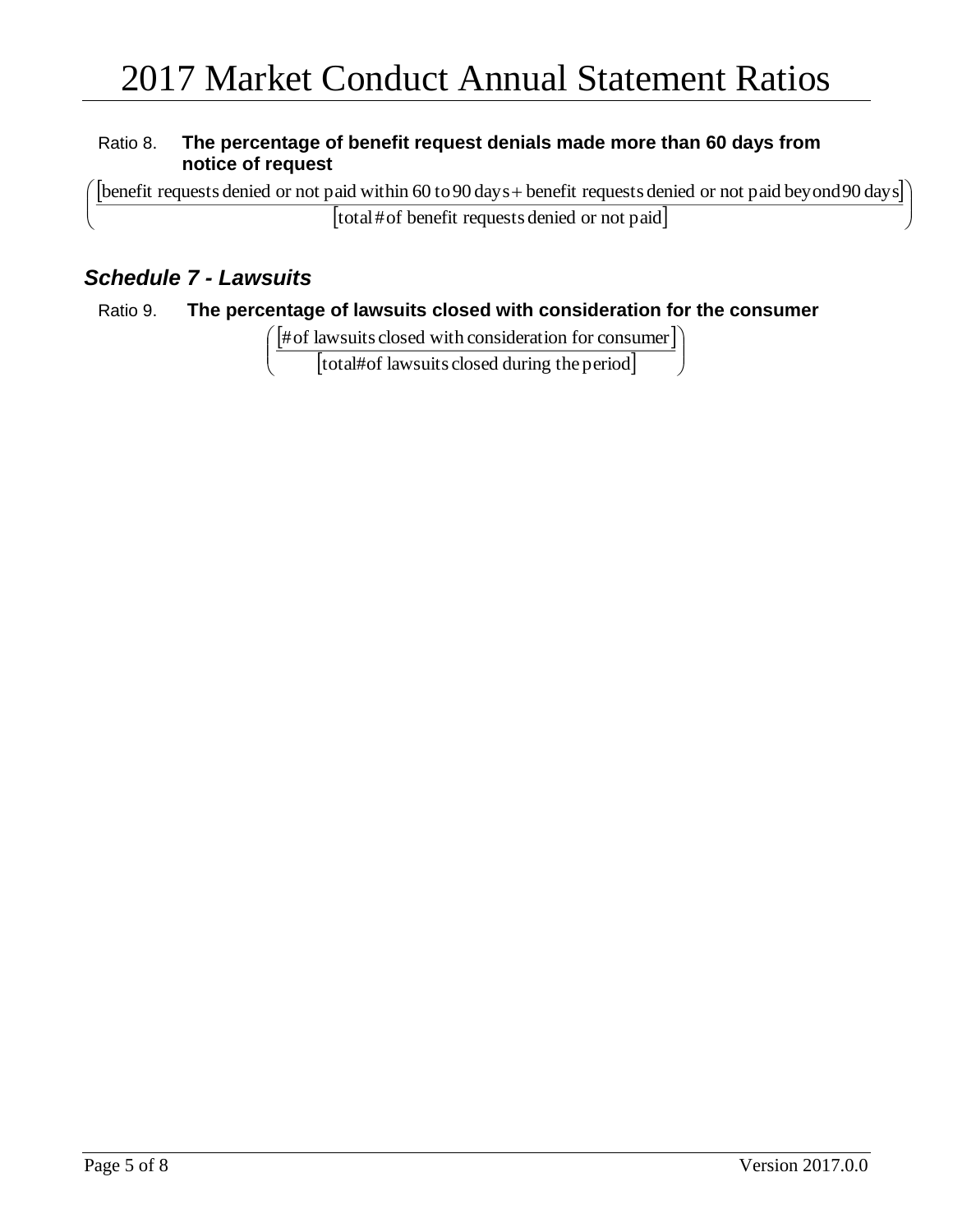# 2017 Market Conduct Annual Statement Ratios

Ratio 8. **The percentage of benefit request denials made more than 60 days from notice of request**

$$\left(\frac{\left[\text{benefit requests denied or not paid within 60 to 90 days} + \text{benefit requests denied or not paid beyond 90 days}\right]}{\left[\text{total \# of benefit requests denied or not paid}\right]}\right)$$

## *Schedule 7 - Lawsuits*

Ratio 9. **The percentage of lawsuits closed with consideration for the consumer**

$$\left(\frac{\left[\text{\# of lawsuits closed with consideration for consumer}\right]}{\left[\text{total\# of lawsuits closed during the period}\right]}\right)$$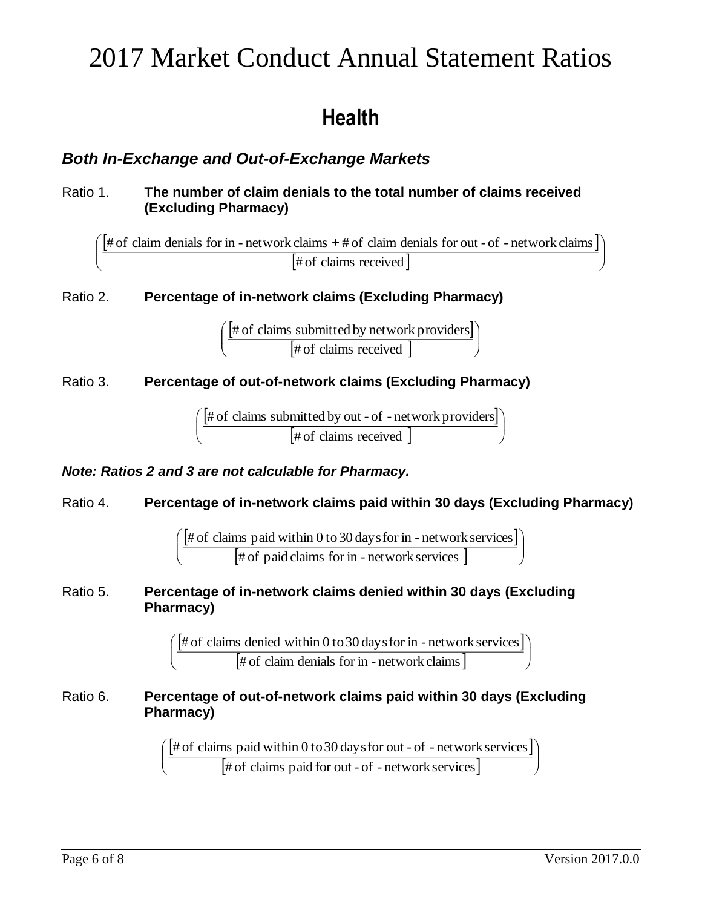# 2017 Market Conduct Annual Statement Ratios

## Health

### *Both In-Exchange and Out-of-Exchange Markets*

Ratio 1. **The number of claim denials to the total number of claims received (Excluding Pharmacy)**

$$\left(\frac{[\text{\# of claim denials for in-network claims} + \text{\# of claim denials for out-of-network claims}]}{[\text{\# of claims received}]}\right)$$

Ratio 2. **Percentage of in-network claims (Excluding Pharmacy)**

$$\left(\frac{[\text{\# of claims submitted by network providers}]}{[\text{\# of claims received}]}\right)$$

Ratio 3. **Percentage of out-of-network claims (Excluding Pharmacy)**

$$\left(\frac{[\text{\# of claims submitted by out-of-network providers}]}{[\text{\# of claims received}]}\right)$$

***Note: Ratios 2 and 3 are not calculable for Pharmacy.***

Ratio 4. **Percentage of in-network claims paid within 30 days (Excluding Pharmacy)**

$$\left(\frac{[\text{\# of claims paid within 0 to 30 days for in-network services}]}{[\text{\# of paid claims for in-network services}]}\right)$$

Ratio 5. **Percentage of in-network claims denied within 30 days (Excluding Pharmacy)**

$$\left(\frac{[\text{\# of claims denied within 0 to 30 days for in-network services}]}{[\text{\# of claim denials for in-network claims}]}\right)$$

Ratio 6. **Percentage of out-of-network claims paid within 30 days (Excluding Pharmacy)**

$$\left(\frac{[\text{\# of claims paid within 0 to 30 days for out-of-network services}]}{[\text{\# of claims paid for out-of-network services}]}\right)$$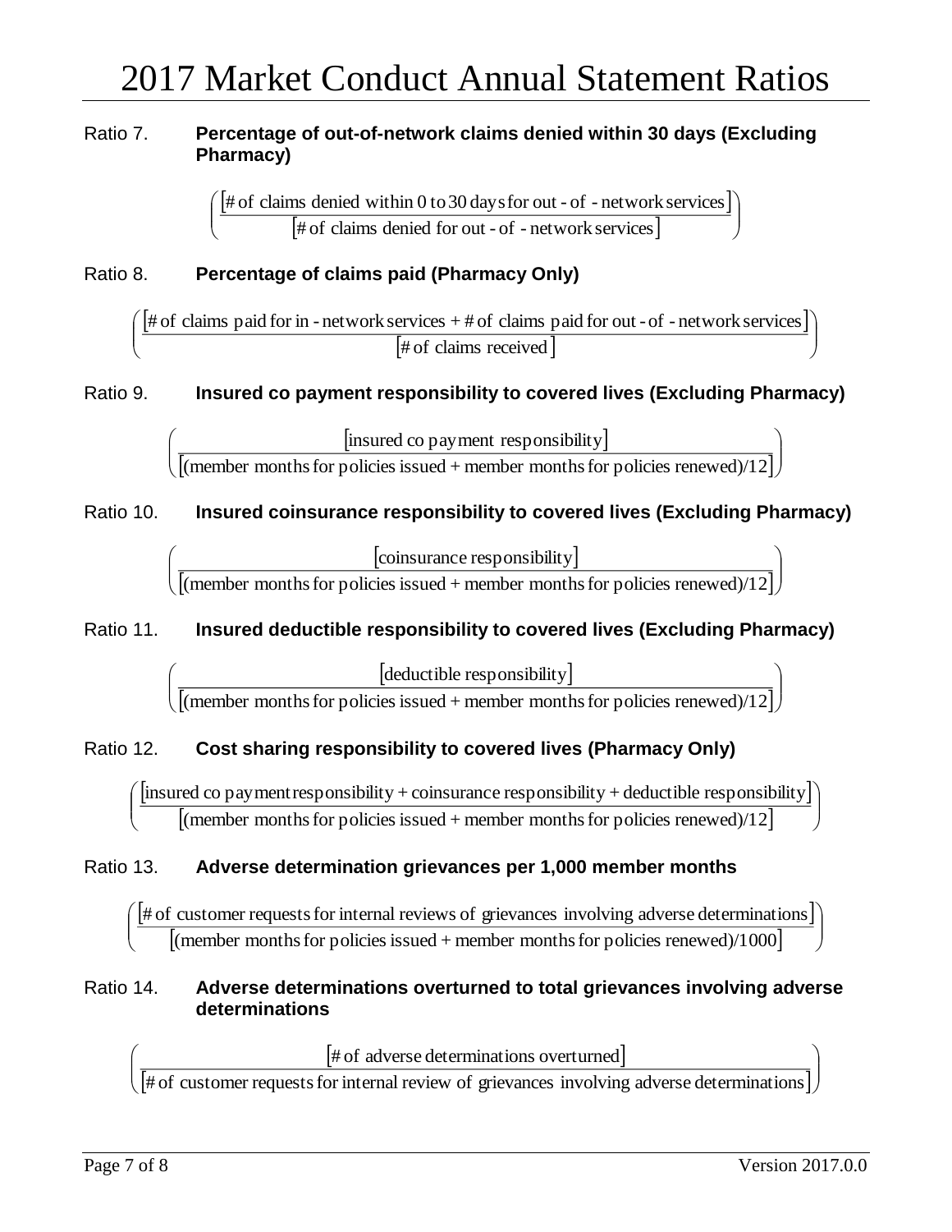# 2017 Market Conduct Annual Statement Ratios

Ratio 7. **Percentage of out-of-network claims denied within 30 days (Excluding Pharmacy)**

$$\left( \frac{[\text{\# of claims denied within 0 to 30 days for out - of - network services}]}{[\text{\# of claims denied for out - of - network services}]} \right)$$

Ratio 8. **Percentage of claims paid (Pharmacy Only)**

$$\left( \frac{[\text{\# of claims paid for in - network services + \# of claims paid for out - of - network services}]}{[\text{\# of claims received}]} \right)$$

Ratio 9. **Insured co payment responsibility to covered lives (Excluding Pharmacy)**

$$\left( \frac{[\text{insured co payment responsibility}]}{[(\text{member months for policies issued + member months for policies renewed})/12]} \right)$$

Ratio 10. **Insured coinsurance responsibility to covered lives (Excluding Pharmacy)**

$$\left( \frac{[\text{coinsurance responsibility}]}{[(\text{member months for policies issued + member months for policies renewed})/12]} \right)$$

Ratio 11. **Insured deductible responsibility to covered lives (Excluding Pharmacy)**

$$\left( \frac{[\text{deductible responsibility}]}{[(\text{member months for policies issued + member months for policies renewed})/12]} \right)$$

Ratio 12. **Cost sharing responsibility to covered lives (Pharmacy Only)**

$$\left( \frac{[\text{insured co payment responsibility + coinsurance responsibility + deductible responsibility}]}{[(\text{member months for policies issued + member months for policies renewed})/12]} \right)$$

Ratio 13. **Adverse determination grievances per 1,000 member months**

$$\left( \frac{[\text{\# of customer requests for internal reviews of grievances involving adverse determinations}]}{[(\text{member months for policies issued + member months for policies renewed})/1000]} \right)$$

Ratio 14. **Adverse determinations overturned to total grievances involving adverse determinations**

$$\left( \frac{[\text{\# of adverse determinations overturned}]}{[\text{\# of customer requests for internal review of grievances involving adverse determinations}]} \right)$$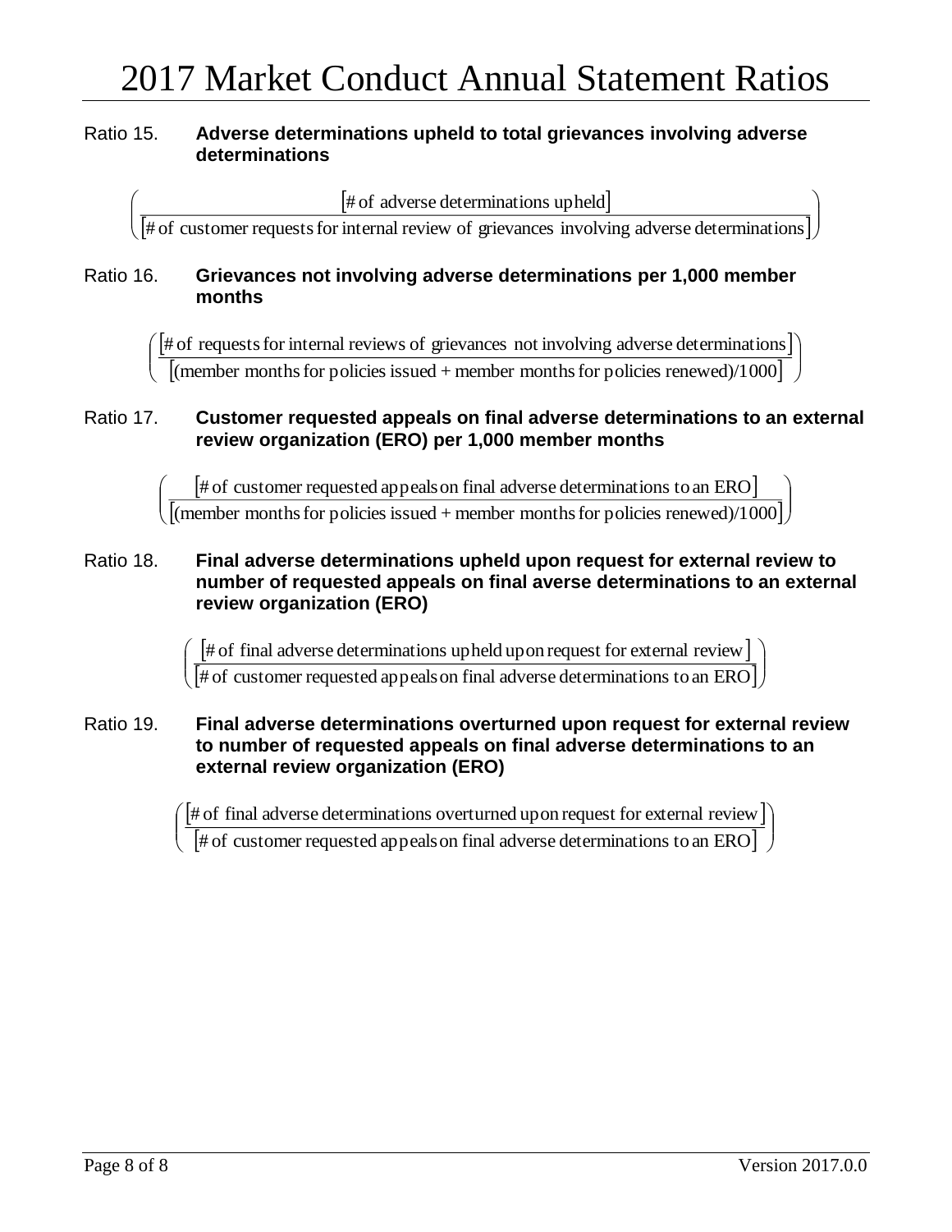# 2017 Market Conduct Annual Statement Ratios

Ratio 15. **Adverse determinations upheld to total grievances involving adverse determinations**

$$\left(\frac{[\text{\# of adverse determinations upheld}]}{[\text{\# of customer requests for internal review of grievances involving adverse determinations}]}\right)$$

Ratio 16. **Grievances not involving adverse determinations per 1,000 member months**

$$\left(\frac{[\text{\# of requests for internal reviews of grievances not involving adverse determinations}]}{[(\text{member months for policies issued} + \text{member months for policies renewed})/1000]}\right)$$

Ratio 17. **Customer requested appeals on final adverse determinations to an external review organization (ERO) per 1,000 member months**

$$\left(\frac{[\text{\# of customer requested appeals on final adverse determinations to an ERO}]}{[(\text{member months for policies issued} + \text{member months for policies renewed})/1000]}\right)$$

Ratio 18. **Final adverse determinations upheld upon request for external review to number of requested appeals on final averse determinations to an external review organization (ERO)**

$$\left(\frac{[\text{\# of final adverse determinations upheld upon request for external review}]}{[\text{\# of customer requested appeals on final adverse determinations to an ERO}]}\right)$$

Ratio 19. **Final adverse determinations overturned upon request for external review to number of requested appeals on final adverse determinations to an external review organization (ERO)**

$$\left(\frac{[\text{\# of final adverse determinations overturned upon request for external review}]}{[\text{\# of customer requested appeals on final adverse determinations to an ERO}]}\right)$$

Version 2017.0.0